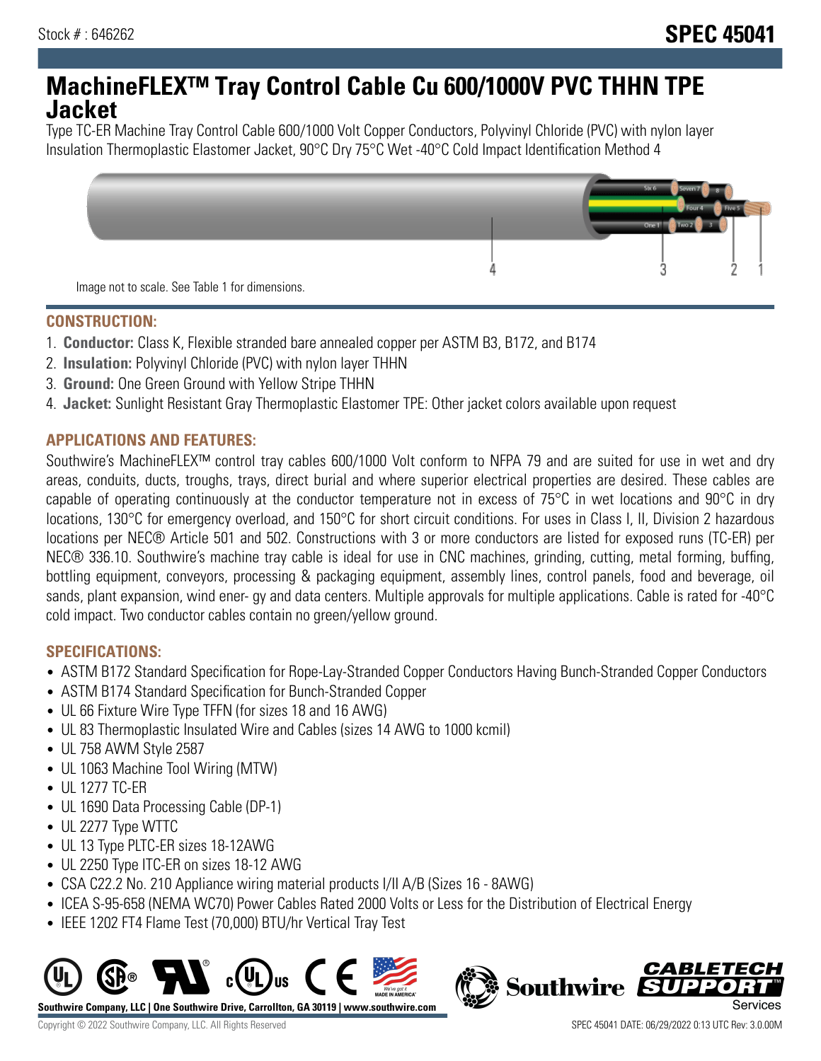Stock # : 646262

**SPEC 45041**

# MachineFLEX™ Tray Control Cable Cu 600/1000V PVC THHN TPE Jacket

Type TC-ER Machine Tray Control Cable 600/1000 Volt Copper Conductors, Polyvinyl Chloride (PVC) with nylon layer Insulation Thermoplastic Elastomer Jacket, 90°C Dry 75°C Wet -40°C Cold Impact Identification Method 4

Six 6
Seven 7
8
Four 4
Five 5
One 1
Two 2
3

4
3
2
1

Image not to scale. See Table 1 for dimensions.

## CONSTRUCTION:

1. **Conductor:** Class K, Flexible stranded bare annealed copper per ASTM B3, B172, and B174
2. **Insulation:** Polyvinyl Chloride (PVC) with nylon layer THHN
3. **Ground:** One Green Ground with Yellow Stripe THHN
4. **Jacket:** Sunlight Resistant Gray Thermoplastic Elastomer TPE: Other jacket colors available upon request

## APPLICATIONS AND FEATURES:

Southwire's MachineFLEX™ control tray cables 600/1000 Volt conform to NFPA 79 and are suited for use in wet and dry areas, conduits, ducts, troughs, trays, direct burial and where superior electrical properties are desired. These cables are capable of operating continuously at the conductor temperature not in excess of 75°C in wet locations and 90°C in dry locations, 130°C for emergency overload, and 150°C for short circuit conditions. For uses in Class I, II, Division 2 hazardous locations per NEC® Article 501 and 502. Constructions with 3 or more conductors are listed for exposed runs (TC-ER) per NEC® 336.10. Southwire's machine tray cable is ideal for use in CNC machines, grinding, cutting, metal forming, buffing, bottling equipment, conveyors, processing & packaging equipment, assembly lines, control panels, food and beverage, oil sands, plant expansion, wind ener- gy and data centers. Multiple approvals for multiple applications. Cable is rated for -40°C cold impact. Two conductor cables contain no green/yellow ground.

## SPECIFICATIONS:

- ASTM B172 Standard Specification for Rope-Lay-Stranded Copper Conductors Having Bunch-Stranded Copper Conductors
- ASTM B174 Standard Specification for Bunch-Stranded Copper
- UL 66 Fixture Wire Type TFFN (for sizes 18 and 16 AWG)
- UL 83 Thermoplastic Insulated Wire and Cables (sizes 14 AWG to 1000 kcmil)
- UL 758 AWM Style 2587
- UL 1063 Machine Tool Wiring (MTW)
- UL 1277 TC-ER
- UL 1690 Data Processing Cable (DP-1)
- UL 2277 Type WTTC
- UL 13 Type PLTC-ER sizes 18-12AWG
- UL 2250 Type ITC-ER on sizes 18-12 AWG
- CSA C22.2 No. 210 Appliance wiring material products I/II A/B (Sizes 16 - 8AWG)
- ICEA S-95-658 (NEMA WC70) Power Cables Rated 2000 Volts or Less for the Distribution of Electrical Energy
- IEEE 1202 FT4 Flame Test (70,000) BTU/hr Vertical Tray Test

We've got it MADE IN AMERICA

**Southwire Company, LLC | One Southwire Drive, Carrollton, GA 30119 | www.southwire.com**

Southwire CABLETECH SUPPORT Services

Copyright © 2022 Southwire Company, LLC. All Rights Reserved

SPEC 45041 DATE: 06/29/2022 0:13 UTC Rev: 3.0.00M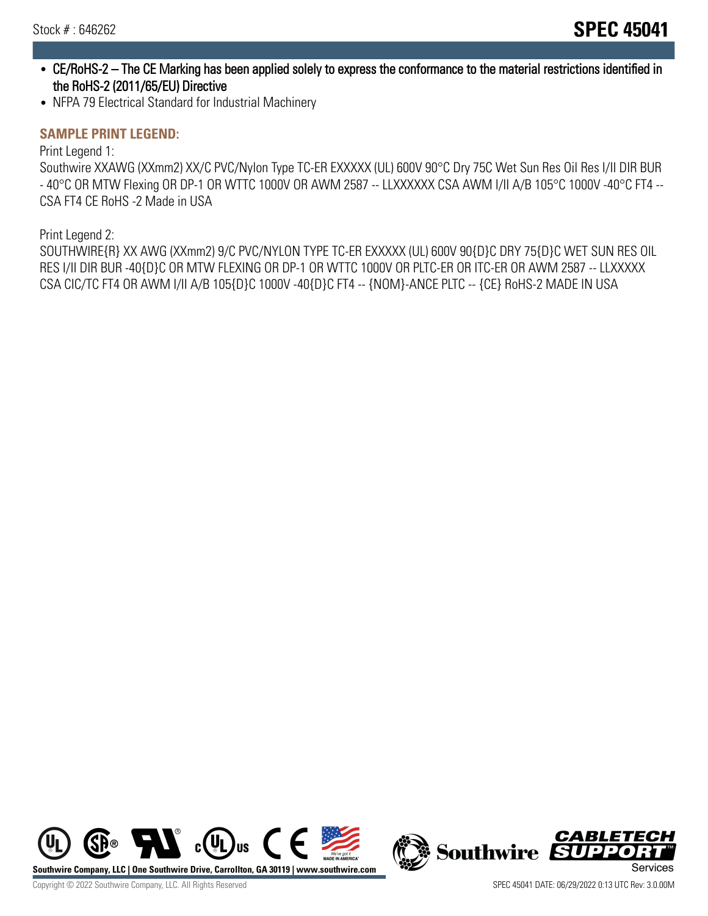- CE/RoHS-2 – The CE Marking has been applied solely to express the conformance to the material restrictions identified in the RoHS-2 (2011/65/EU) Directive
- NFPA 79 Electrical Standard for Industrial Machinery

## SAMPLE PRINT LEGEND:

Print Legend 1:

Southwire XXAWG (XXmm2) XX/C PVC/Nylon Type TC-ER EXXXXX (UL) 600V 90°C Dry 75C Wet Sun Res Oil Res I/II DIR BUR - 40°C OR MTW Flexing OR DP-1 OR WTTC 1000V OR AWM 2587 -- LLXXXXXX CSA AWM I/II A/B 105°C 1000V -40°C FT4 -- CSA FT4 CE RoHS -2 Made in USA

Print Legend 2:

SOUTHWIRE{R} XX AWG (XXmm2) 9/C PVC/NYLON TYPE TC-ER EXXXXX (UL) 600V 90{D}C DRY 75{D}C WET SUN RES OIL RES I/II DIR BUR -40{D}C OR MTW FLEXING OR DP-1 OR WTTC 1000V OR PLTC-ER OR ITC-ER OR AWM 2587 -- LLXXXXX CSA CIC/TC FT4 OR AWM I/II A/B 105{D}C 1000V -40{D}C FT4 -- {NOM}-ANCE PLTC -- {CE} RoHS-2 MADE IN USA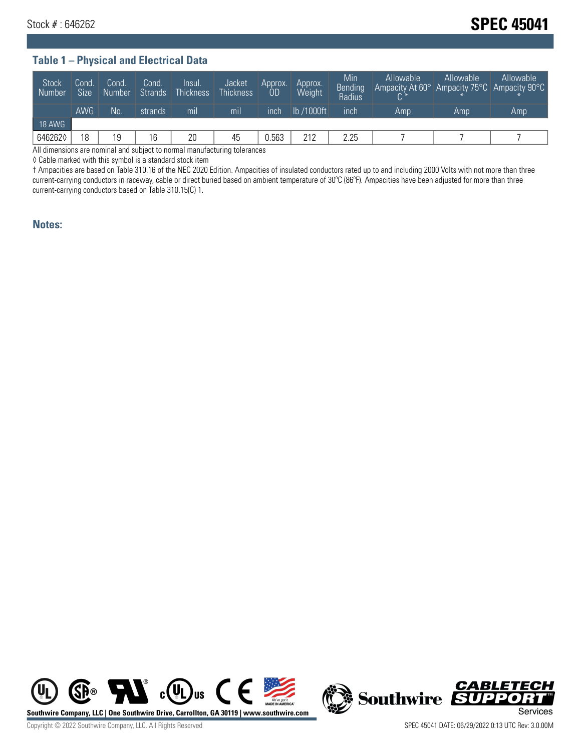## Table 1 – Physical and Electrical Data

| Stock Number | Cond. Size | Cond. Number | Cond. Strands | Insul. Thickness | Jacket Thickness | Approx. OD | Approx. Weight | Min Bending Radius | Allowable Ampacity At 60° C * | Allowable Ampacity 75°C * | Allowable Ampacity 90°C * |
|---|---|---|---|---|---|---|---|---|---|---|---|
| | AWG | No. | strands | mil | mil | inch | lb /1000ft | inch | Amp | Amp | Amp |
| 18 AWG | | | | | | | | | | | |
| 646262◊ | 18 | 19 | 16 | 20 | 45 | 0.563 | 212 | 2.25 | 7 | 7 | 7 |

All dimensions are nominal and subject to normal manufacturing tolerances

◊ Cable marked with this symbol is a standard stock item

† Ampacities are based on Table 310.16 of the NEC 2020 Edition. Ampacities of insulated conductors rated up to and including 2000 Volts with not more than three current-carrying conductors in raceway, cable or direct buried based on ambient temperature of 30ºC (86ºF). Ampacities have been adjusted for more than three current-carrying conductors based on Table 310.15(C) 1.

## Notes:

Southwire Company, LLC | One Southwire Drive, Carrollton, GA 30119 | www.southwire.com

Copyright © 2022 Southwire Company, LLC. All Rights Reserved